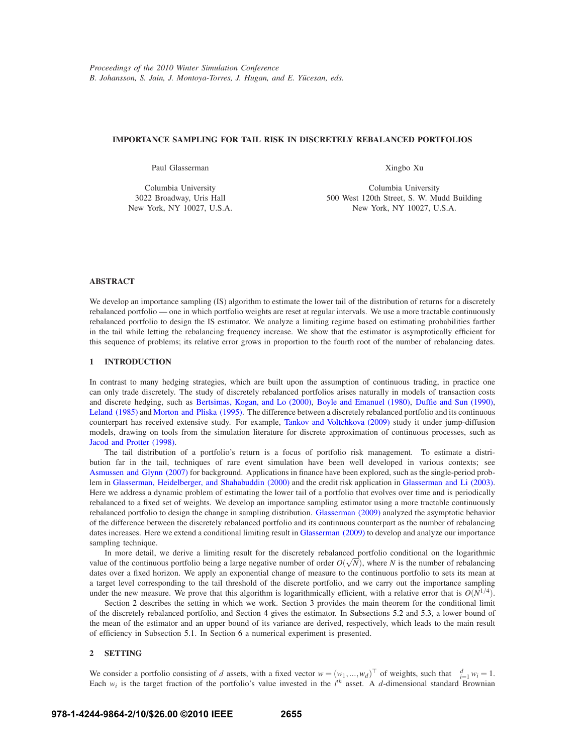*Proceedings of the 2010 Winter Simulation Conference*
*B. Johansson, S. Jain, J. Montoya-Torres, J. Hugan, and E. Yücesan, eds.*

# IMPORTANCE SAMPLING FOR TAIL RISK IN DISCRETELY REBALANCED PORTFOLIOS

Paul Glasserman

Columbia University
3022 Broadway, Uris Hall
New York, NY 10027, U.S.A.

Xingbo Xu

Columbia University
500 West 120th Street, S. W. Mudd Building
New York, NY 10027, U.S.A.

## ABSTRACT

We develop an importance sampling (IS) algorithm to estimate the lower tail of the distribution of returns for a discretely rebalanced portfolio — one in which portfolio weights are reset at regular intervals. We use a more tractable continuously rebalanced portfolio to design the IS estimator. We analyze a limiting regime based on estimating probabilities farther in the tail while letting the rebalancing frequency increase. We show that the estimator is asymptotically efficient for this sequence of problems; its relative error grows in proportion to the fourth root of the number of rebalancing dates.

## 1 INTRODUCTION

In contrast to many hedging strategies, which are built upon the assumption of continuous trading, in practice one can only trade discretely. The study of discretely rebalanced portfolios arises naturally in models of transaction costs and discrete hedging, such as Bertsimas, Kogan, and Lo (2000), Boyle and Emanuel (1980), Duffie and Sun (1990), Leland (1985) and Morton and Pliska (1995). The difference between a discretely rebalanced portfolio and its continuous counterpart has received extensive study. For example, Tankov and Voltchkova (2009) study it under jump-diffusion models, drawing on tools from the simulation literature for discrete approximation of continuous processes, such as Jacod and Protter (1998).

The tail distribution of a portfolio's return is a focus of portfolio risk management. To estimate a distribution far in the tail, techniques of rare event simulation have been well developed in various contexts; see Asmussen and Glynn (2007) for background. Applications in finance have been explored, such as the single-period problem in Glasserman, Heidelberger, and Shahabuddin (2000) and the credit risk application in Glasserman and Li (2003). Here we address a dynamic problem of estimating the lower tail of a portfolio that evolves over time and is periodically rebalanced to a fixed set of weights. We develop an importance sampling estimator using a more tractable continuously rebalanced portfolio to design the change in sampling distribution. Glasserman (2009) analyzed the asymptotic behavior of the difference between the discretely rebalanced portfolio and its continuous counterpart as the number of rebalancing dates increases. Here we extend a conditional limiting result in Glasserman (2009) to develop and analyze our importance sampling technique.

In more detail, we derive a limiting result for the discretely rebalanced portfolio conditional on the logarithmic value of the continuous portfolio being a large negative number of order $O(\sqrt{N})$, where $N$ is the number of rebalancing dates over a fixed horizon. We apply an exponential change of measure to the continuous portfolio to sets its mean at a target level corresponding to the tail threshold of the discrete portfolio, and we carry out the importance sampling under the new measure. We prove that this algorithm is logarithmically efficient, with a relative error that is $O(N^{1/4})$.

Section 2 describes the setting in which we work. Section 3 provides the main theorem for the conditional limit of the discretely rebalanced portfolio, and Section 4 gives the estimator. In Subsections 5.2 and 5.3, a lower bound of the mean of the estimator and an upper bound of its variance are derived, respectively, which leads to the main result of efficiency in Subsection 5.1. In Section 6 a numerical experiment is presented.

## 2 SETTING

We consider a portfolio consisting of $d$ assets, with a fixed vector $w = (w_1, ..., w_d)^\top$ of weights, such that $\sum_{i=1}^{d} w_i = 1$. Each $w_i$ is the target fraction of the portfolio's value invested in the $i^{th}$ asset. A $d$-dimensional standard Brownian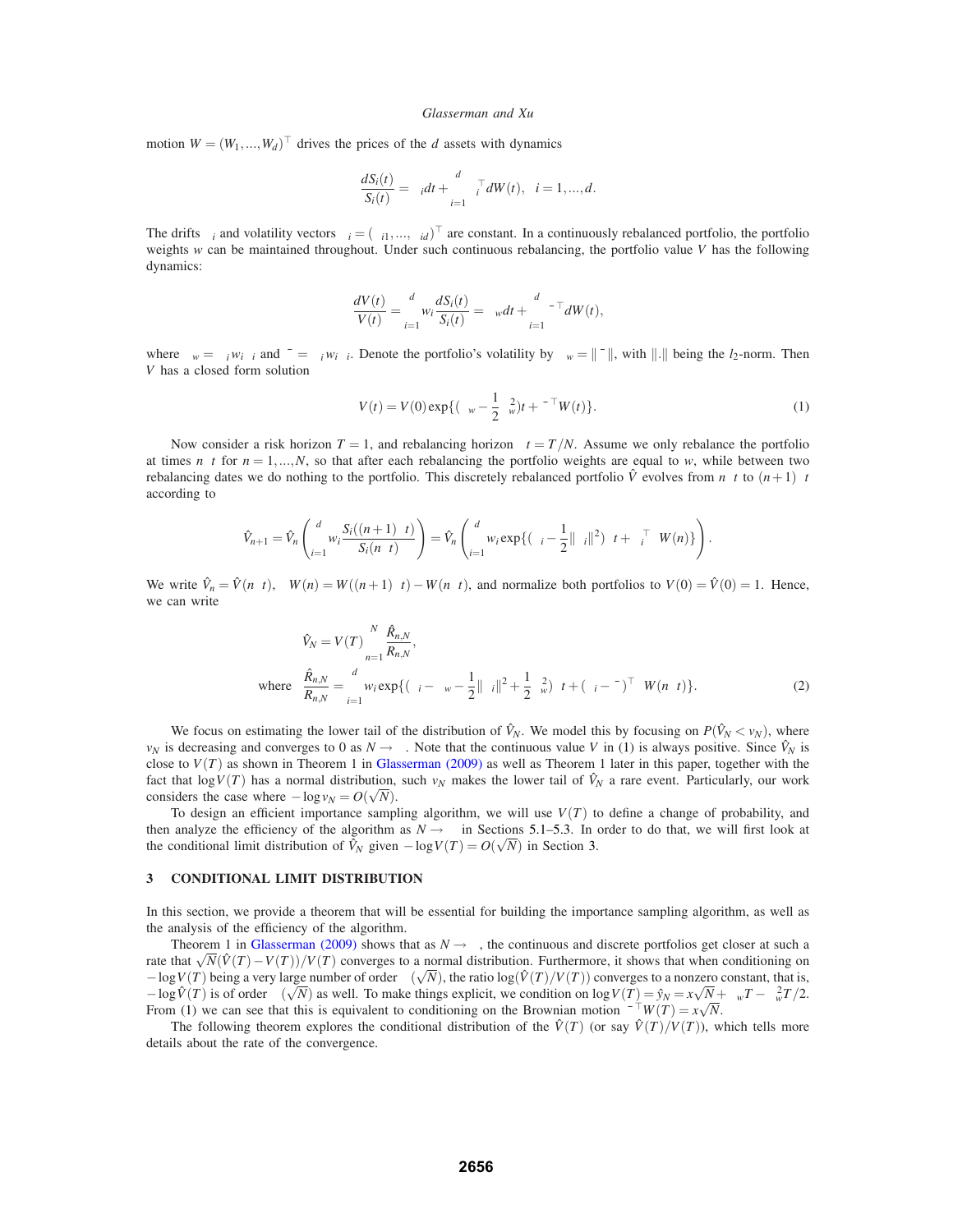motion $W = (W_1, \ldots, W_d)^\top$ drives the prices of the $d$ assets with dynamics

$$\frac{dS_i(t)}{S_i(t)} = \mu_i dt + \sum_{i=1}^{d} \sigma_i^\top dW(t), \quad i = 1, \ldots, d.$$

The drifts $\mu_i$ and volatility vectors $\sigma_i = (\sigma_{i1}, \ldots, \sigma_{id})^\top$ are constant. In a continuously rebalanced portfolio, the portfolio weights $w$ can be maintained throughout. Under such continuous rebalancing, the portfolio value $V$ has the following dynamics:

$$\frac{dV(t)}{V(t)} = \sum_{i=1}^{d} w_i \frac{dS_i(t)}{S_i(t)} = \mu_w dt + \sum_{i=1}^{d} \bar{\sigma}^\top dW(t),$$

where $\mu_w = \sum_i w_i \mu_i$ and $\bar{\sigma} = \sum_i w_i \sigma_i$. Denote the portfolio's volatility by $\sigma_w = \|\bar{\sigma}\|$, with $\|.\|$ being the $l_2$-norm. Then $V$ has a closed form solution

$$V(t) = V(0) \exp\{(\mu_w - \frac{1}{2}\sigma_w^2)t + \bar{\sigma}^\top W(t)\}. \tag{1}$$

Now consider a risk horizon $T = 1$, and rebalancing horizon $\Delta t = T/N$. Assume we only rebalance the portfolio at times $n\Delta t$ for $n = 1, \ldots, N$, so that after each rebalancing the portfolio weights are equal to $w$, while between two rebalancing dates we do nothing to the portfolio. This discretely rebalanced portfolio $\hat{V}$ evolves from $n\Delta t$ to $(n+1)\Delta t$ according to

$$\hat{V}_{n+1} = \hat{V}_n \left( \sum_{i=1}^{d} w_i \frac{S_i((n+1)\Delta t)}{S_i(n\Delta t)} \right) = \hat{V}_n \left( \sum_{i=1}^{d} w_i \exp\{(\mu_i - \frac{1}{2}\|\sigma_i\|^2)\Delta t + \sigma_i^\top \Delta W(n)\} \right).$$

We write $\hat{V}_n = \hat{V}(n\Delta t)$, $\Delta W(n) = W((n+1)\Delta t) - W(n\Delta t)$, and normalize both portfolios to $V(0) = \hat{V}(0) = 1$. Hence, we can write

$$\hat{V}_N = V(T) \prod_{n=1}^{N} \frac{\hat{R}_{n,N}}{R_{n,N}},$$

$$\text{where} \quad \frac{\hat{R}_{n,N}}{R_{n,N}} = \sum_{i=1}^{d} w_i \exp\{(\mu_i - \mu_w - \frac{1}{2}\|\sigma_i\|^2 + \frac{1}{2}\sigma_w^2)\Delta t + (\sigma_i - \bar{\sigma})^\top \Delta W(n\Delta t)\}. \tag{2}$$

We focus on estimating the lower tail of the distribution of $\hat{V}_N$. We model this by focusing on $P(\hat{V}_N < v_N)$, where $v_N$ is decreasing and converges to 0 as $N \to \infty$. Note that the continuous value $V$ in (1) is always positive. Since $\hat{V}_N$ is close to $V(T)$ as shown in Theorem 1 in Glasserman (2009) as well as Theorem 1 later in this paper, together with the fact that $\log V(T)$ has a normal distribution, such $v_N$ makes the lower tail of $\hat{V}_N$ a rare event. Particularly, our work considers the case where $-\log v_N = O(\sqrt{N})$.

To design an efficient importance sampling algorithm, we will use $V(T)$ to define a change of probability, and then analyze the efficiency of the algorithm as $N \to \infty$ in Sections 5.1–5.3. In order to do that, we will first look at the conditional limit distribution of $\hat{V}_N$ given $-\log V(T) = O(\sqrt{N})$ in Section 3.

## 3 CONDITIONAL LIMIT DISTRIBUTION

In this section, we provide a theorem that will be essential for building the importance sampling algorithm, as well as the analysis of the efficiency of the algorithm.

Theorem 1 in Glasserman (2009) shows that as $N \to \infty$, the continuous and discrete portfolios get closer at such a rate that $\sqrt{N}(\hat{V}(T) - V(T))/V(T)$ converges to a normal distribution. Furthermore, it shows that when conditioning on $-\log V(T)$ being a very large number of order $\Theta(\sqrt{N})$, the ratio $\log(\hat{V}(T)/V(T))$ converges to a nonzero constant, that is, $-\log \hat{V}(T)$ is of order $\Theta(\sqrt{N})$ as well. To make things explicit, we condition on $\log V(T) = \hat{y}_N = x\sqrt{N} + \mu_w T - \sigma_w^2 T/2$. From (1) we can see that this is equivalent to conditioning on the Brownian motion $\bar{\sigma}^\top W(T) = x\sqrt{N}$.

The following theorem explores the conditional distribution of the $\hat{V}(T)$ (or say $\hat{V}(T)/V(T)$), which tells more details about the rate of the convergence.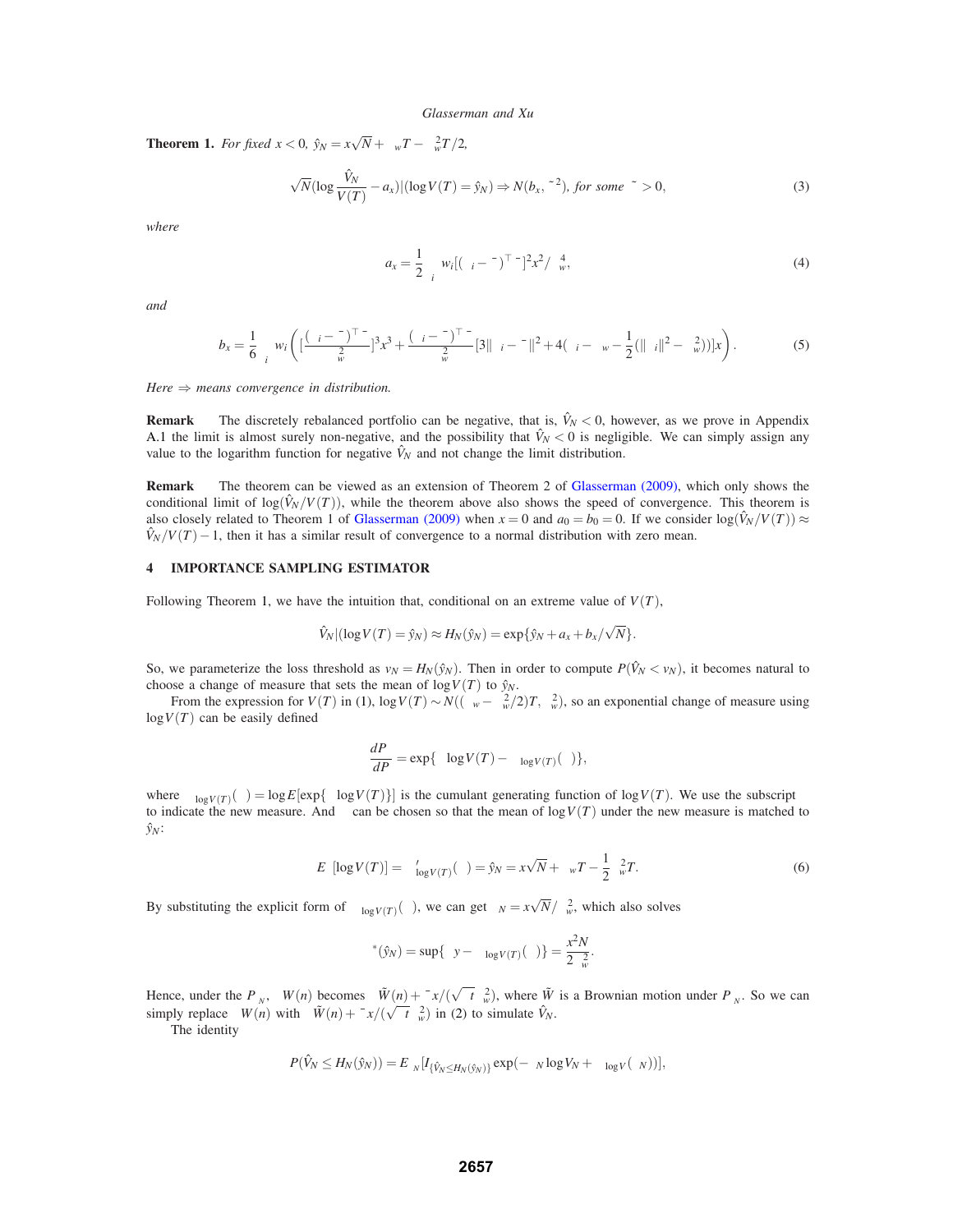**Theorem 1.** *For fixed $x < 0$, $\hat{y}_N = x\sqrt{N} + \mu_w T - \sigma_w^2 T/2$,*

$$\sqrt{N}\left(\log\frac{\hat{V}_N}{V(T)} - a_x\right)|(\log V(T) = \hat{y}_N) \Rightarrow N(b_x, \tilde{\sigma}^2), \text{ for some } \tilde{\sigma} > 0, \tag{3}$$

*where*

$$a_x = \frac{1}{2}\sum_i w_i[(\sigma_i - \bar{\sigma})^\top \bar{\sigma}]^2 x^2/\sigma_w^4, \tag{4}$$

*and*

$$b_x = \frac{1}{6}\sum_i w_i\left([\frac{(\sigma_i - \bar{\sigma})^\top \bar{\sigma}}{\sigma_w^2}]^3 x^3 + \frac{(\sigma_i - \bar{\sigma})^\top \bar{\sigma}}{\sigma_w^2}[3\|\sigma_i - \bar{\sigma}\|^2 + 4(\mu_i - \mu_w - \frac{1}{2}(\|\sigma_i\|^2 - \sigma_w^2))]x\right). \tag{5}$$

*Here $\Rightarrow$ means convergence in distribution.*

**Remark** The discretely rebalanced portfolio can be negative, that is, $\hat{V}_N < 0$, however, as we prove in Appendix A.1 the limit is almost surely non-negative, and the possibility that $\hat{V}_N < 0$ is negligible. We can simply assign any value to the logarithm function for negative $\hat{V}_N$ and not change the limit distribution.

**Remark** The theorem can be viewed as an extension of Theorem 2 of Glasserman (2009), which only shows the conditional limit of $\log(\hat{V}_N/V(T))$, while the theorem above also shows the speed of convergence. This theorem is also closely related to Theorem 1 of Glasserman (2009) when $x = 0$ and $a_0 = b_0 = 0$. If we consider $\log(\hat{V}_N/V(T)) \approx \hat{V}_N/V(T) - 1$, then it has a similar result of convergence to a normal distribution with zero mean.

## 4 IMPORTANCE SAMPLING ESTIMATOR

Following Theorem 1, we have the intuition that, conditional on an extreme value of $V(T)$,

$$\hat{V}_N|(\log V(T) = \hat{y}_N) \approx H_N(\hat{y}_N) = \exp\{\hat{y}_N + a_x + b_x/\sqrt{N}\}.$$

So, we parameterize the loss threshold as $v_N = H_N(\hat{y}_N)$. Then in order to compute $P(\hat{V}_N < v_N)$, it becomes natural to choose a change of measure that sets the mean of $\log V(T)$ to $\hat{y}_N$.

From the expression for $V(T)$ in (1), $\log V(T) \sim N((\mu_w - \sigma_w^2/2)T, \sigma_w^2)$, so an exponential change of measure using $\log V(T)$ can be easily defined

$$\frac{dP_\theta}{dP} = \exp\{\theta \log V(T) - \psi_{\log V(T)}(\theta)\},$$

where $\psi_{\log V(T)}(\theta) = \log E[\exp\{\theta \log V(T)\}]$ is the cumulant generating function of $\log V(T)$. We use the subscript $\theta$ to indicate the new measure. And $\theta$ can be chosen so that the mean of $\log V(T)$ under the new measure is matched to $\hat{y}_N$:

$$E_\theta[\log V(T)] = \psi'_{\log V(T)}(\theta) = \hat{y}_N = x\sqrt{N} + \mu_w T - \frac{1}{2}\sigma_w^2 T. \tag{6}$$

By substituting the explicit form of $\psi_{\log V(T)}(\theta)$, we can get $\theta_N = x\sqrt{N}/\sigma_w^2$, which also solves

$$\psi^*(\hat{y}_N) = \sup\{\theta y - \psi_{\log V(T)}(\theta)\} = \frac{x^2 N}{2\sigma_w^2}.$$

Hence, under the $P_{\theta_N}$, $\Delta W(n)$ becomes $\Delta\tilde{W}(n) + \bar{\sigma}x/(\sqrt{\Delta t}\,\sigma_w^2)$, where $\tilde{W}$ is a Brownian motion under $P_{\theta_N}$. So we can simply replace $\Delta W(n)$ with $\Delta\tilde{W}(n) + \bar{\sigma}x/(\sqrt{\Delta t}\,\sigma_w^2)$ in (2) to simulate $\hat{V}_N$.

The identity

$$P(\hat{V}_N \leq H_N(\hat{y}_N)) = E_{\theta_N}[I_{\{\hat{V}_N \leq H_N(\hat{y}_N)\}}\exp(-\theta_N \log V_N + \psi_{\log V}(\theta_N))],$$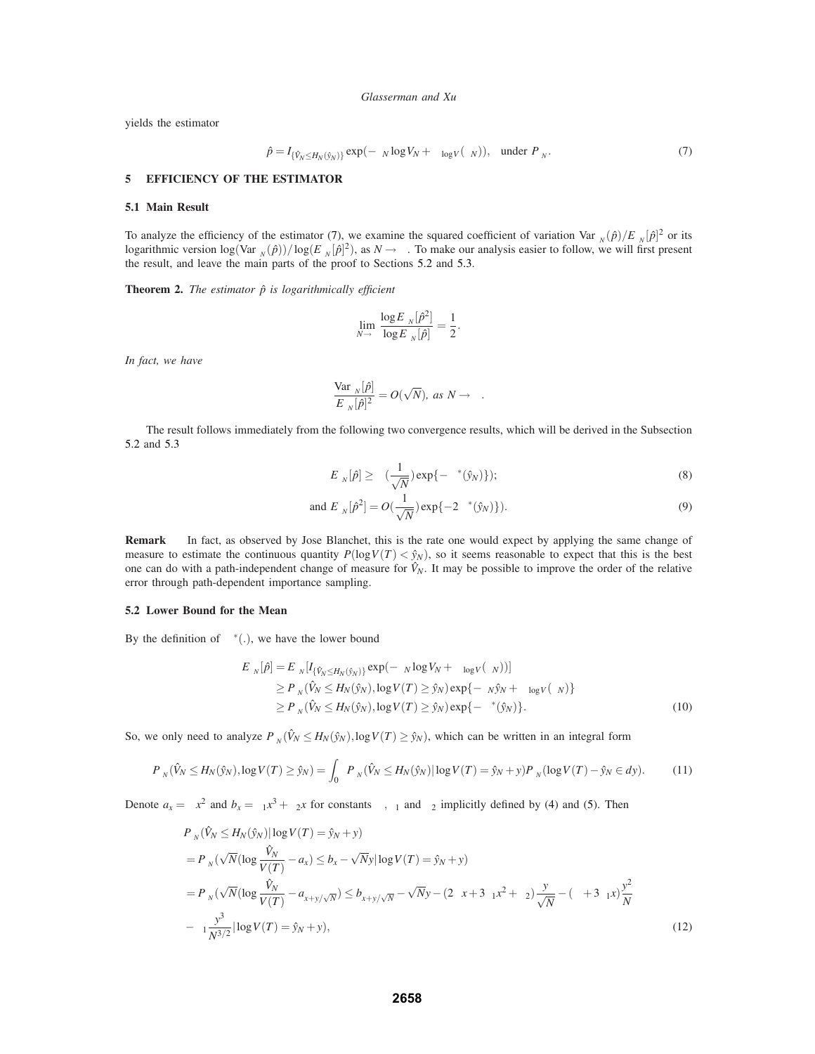yields the estimator

$$\hat{p} = I_{\{\hat{V}_N \le H_N(\hat{y}_N)\}} \exp(-\theta_N \log V_N + \psi_{\log V}(\theta_N)), \quad \text{under } P_{\theta_N}. \tag{7}$$

## 5 EFFICIENCY OF THE ESTIMATOR

### 5.1 Main Result

To analyze the efficiency of the estimator (7), we examine the squared coefficient of variation $\text{Var}_{\theta_N}(\hat{p})/E_{\theta_N}[\hat{p}]^2$ or its logarithmic version $\log(\text{Var}_{\theta_N}(\hat{p}))/\log(E_{\theta_N}[\hat{p}]^2)$, as $N \to \infty$. To make our analysis easier to follow, we will first present the result, and leave the main parts of the proof to Sections 5.2 and 5.3.

**Theorem 2.** *The estimator $\hat{p}$ is logarithmically efficient*

$$\lim_{N\to\infty} \frac{\log E_{\theta_N}[\hat{p}^2]}{\log E_{\theta_N}[\hat{p}]} = \frac{1}{2}.$$

*In fact, we have*

$$\frac{\text{Var}_{\theta_N}[\hat{p}]}{E_{\theta_N}[\hat{p}]^2} = O(\sqrt{N}), \text{ as } N \to \infty.$$

The result follows immediately from the following two convergence results, which will be derived in the Subsection 5.2 and 5.3

$$E_{\theta_N}[\hat{p}] \ge \Omega(\frac{1}{\sqrt{N}}) \exp\{-\Lambda^*(\hat{y}_N)\}); \tag{8}$$

$$\text{and } E_{\theta_N}[\hat{p}^2] = O(\frac{1}{\sqrt{N}}) \exp\{-2\Lambda^*(\hat{y}_N)\}). \tag{9}$$

**Remark** In fact, as observed by Jose Blanchet, this is the rate one would expect by applying the same change of measure to estimate the continuous quantity $P(\log V(T) < \hat{y}_N)$, so it seems reasonable to expect that this is the best one can do with a path-independent change of measure for $\hat{V}_N$. It may be possible to improve the order of the relative error through path-dependent importance sampling.

### 5.2 Lower Bound for the Mean

By the definition of $\Lambda^*(.)$, we have the lower bound

$$\begin{aligned}
E_{\theta_N}[\hat{p}] &= E_{\theta_N}[I_{\{\hat{V}_N \le H_N(\hat{y}_N)\}} \exp(-\theta_N \log V_N + \psi_{\log V}(\theta_N))] \\
&\ge P_{\theta_N}(\hat{V}_N \le H_N(\hat{y}_N), \log V(T) \ge \hat{y}_N) \exp\{-\theta_N \hat{y}_N + \psi_{\log V}(\theta_N)\} \\
&\ge P_{\theta_N}(\hat{V}_N \le H_N(\hat{y}_N), \log V(T) \ge \hat{y}_N) \exp\{-\Lambda^*(\hat{y}_N)\}.
\end{aligned} \tag{10}$$

So, we only need to analyze $P_{\theta_N}(\hat{V}_N \le H_N(\hat{y}_N), \log V(T) \ge \hat{y}_N)$, which can be written in an integral form

$$P_{\theta_N}(\hat{V}_N \le H_N(\hat{y}_N), \log V(T) \ge \hat{y}_N) = \int_0^\infty P_{\theta_N}(\hat{V}_N \le H_N(\hat{y}_N) | \log V(T) = \hat{y}_N + y) P_{\theta_N}(\log V(T) - \hat{y}_N \in dy). \tag{11}$$

Denote $a_x = \alpha x^2$ and $b_x = \beta_1 x^3 + \beta_2 x$ for constants $\alpha$, $\beta_1$ and $\beta_2$ implicitly defined by (4) and (5). Then

$$\begin{aligned}
&P_{\theta_N}(\hat{V}_N \le H_N(\hat{y}_N) | \log V(T) = \hat{y}_N + y) \\
&= P_{\theta_N}(\sqrt{N}(\log \frac{\hat{V}_N}{V(T)} - a_x) \le b_x - \sqrt{N} y | \log V(T) = \hat{y}_N + y) \\
&= P_{\theta_N}(\sqrt{N}(\log \frac{\hat{V}_N}{V(T)} - a_{x+y/\sqrt{N}}) \le b_{x+y/\sqrt{N}} - \sqrt{N} y - (2\alpha x + 3\beta_1 x^2 + \beta_2) \frac{y}{\sqrt{N}} - (\alpha + 3\beta_1 x) \frac{y^2}{N} \\
&\quad - \beta_1 \frac{y^3}{N^{3/2}} | \log V(T) = \hat{y}_N + y),
\end{aligned} \tag{12}$$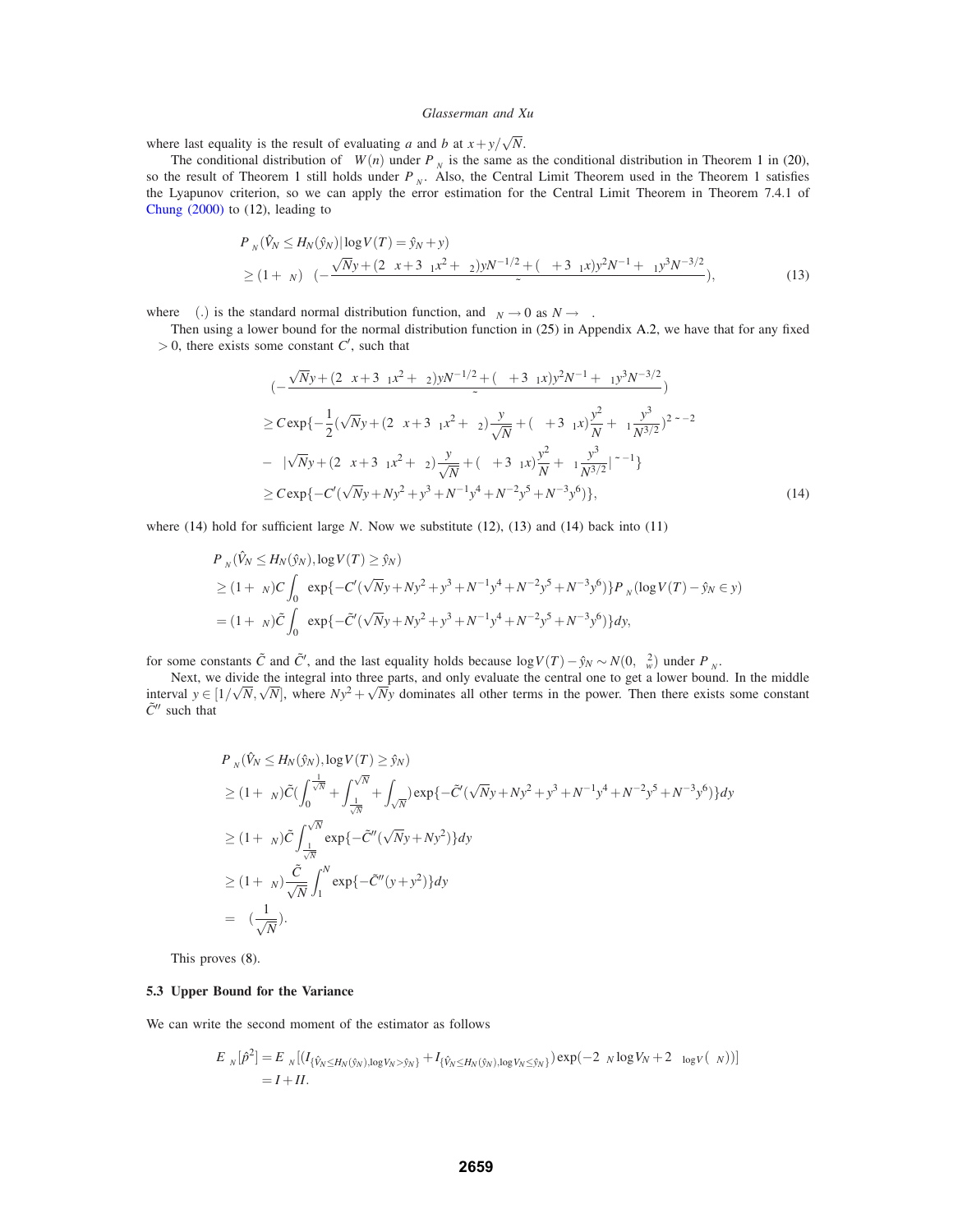where last equality is the result of evaluating $a$ and $b$ at $x + y/\sqrt{N}$.

The conditional distribution of $\Delta W(n)$ under $P_{\theta_N}$ is the same as the conditional distribution in Theorem 1 in (20), so the result of Theorem 1 still holds under $P_{\theta_N}$. Also, the Central Limit Theorem used in the Theorem 1 satisfies the Lyapunov criterion, so we can apply the error estimation for the Central Limit Theorem in Theorem 7.4.1 of Chung (2000) to (12), leading to

$$
\begin{aligned}
&P_{\theta_N}(\hat{V}_N \le H_N(\hat{y}_N) | \log V(T) = \hat{y}_N + y) \\
&\ge (1+\varepsilon_N)\Phi\left(-\frac{\sqrt{N}y + (2\alpha x + 3\alpha_1 x^2 + \alpha_2)yN^{-1/2} + (\alpha + 3\alpha_1 x)y^2 N^{-1} + \alpha_1 y^3 N^{-3/2}}{\tilde{\sigma}}\right),
\end{aligned} \tag{13}
$$

where $\Phi(.)$ is the standard normal distribution function, and $\varepsilon_N \to 0$ as $N \to \infty$.

Then using a lower bound for the normal distribution function in (25) in Appendix A.2, we have that for any fixed $\delta > 0$, there exists some constant $C'$, such that

$$
\begin{aligned}
&\Phi\left(-\frac{\sqrt{N}y + (2\alpha x + 3\alpha_1 x^2 + \alpha_2)yN^{-1/2} + (\alpha + 3\alpha_1 x)y^2 N^{-1} + \alpha_1 y^3 N^{-3/2}}{\tilde{\sigma}}\right) \\
&\ge C\exp\{-\frac{1}{2}(\sqrt{N}y + (2\alpha x + 3\alpha_1 x^2 + \alpha_2)\frac{y}{\sqrt{N}} + (\alpha + 3\alpha_1 x)\frac{y^2}{N} + \alpha_1 \frac{y^3}{N^{3/2}})^2 \tilde{\sigma}^{-2} \\
&\quad - \delta |\sqrt{N}y + (2\alpha x + 3\alpha_1 x^2 + \alpha_2)\frac{y}{\sqrt{N}} + (\alpha + 3\alpha_1 x)\frac{y^2}{N} + \alpha_1 \frac{y^3}{N^{3/2}}|\tilde{\sigma}^{-1}\} \\
&\ge C\exp\{-C'(\sqrt{N}y + Ny^2 + y^3 + N^{-1}y^4 + N^{-2}y^5 + N^{-3}y^6)\},
\end{aligned} \tag{14}
$$

where (14) hold for sufficient large $N$. Now we substitute (12), (13) and (14) back into (11)

$$
\begin{aligned}
&P_{\theta_N}(\hat{V}_N \le H_N(\hat{y}_N), \log V(T) \ge \hat{y}_N) \\
&\ge (1+\varepsilon_N)C\int_0^\infty \exp\{-C'(\sqrt{N}y + Ny^2 + y^3 + N^{-1}y^4 + N^{-2}y^5 + N^{-3}y^6)\}P_{\theta_N}(\log V(T) - \hat{y}_N \in y) \\
&= (1+\varepsilon_N)\tilde{C}\int_0^\infty \exp\{-\tilde{C}'(\sqrt{N}y + Ny^2 + y^3 + N^{-1}y^4 + N^{-2}y^5 + N^{-3}y^6)\}dy,
\end{aligned}
$$

for some constants $\tilde{C}$ and $\tilde{C}'$, and the last equality holds because $\log V(T) - \hat{y}_N \sim N(0, \sigma_w^2)$ under $P_{\theta_N}$.

Next, we divide the integral into three parts, and only evaluate the central one to get a lower bound. In the middle interval $y \in [1/\sqrt{N}, \sqrt{N}]$, where $Ny^2 + \sqrt{N}y$ dominates all other terms in the power. Then there exists some constant $\tilde{C}''$ such that

$$
\begin{aligned}
&P_{\theta_N}(\hat{V}_N \le H_N(\hat{y}_N), \log V(T) \ge \hat{y}_N) \\
&\ge (1+\varepsilon_N)\tilde{C}\left(\int_0^{\frac{1}{\sqrt{N}}} + \int_{\frac{1}{\sqrt{N}}}^{\sqrt{N}} + \int_{\sqrt{N}}^\infty\right)\exp\{-\tilde{C}'(\sqrt{N}y + Ny^2 + y^3 + N^{-1}y^4 + N^{-2}y^5 + N^{-3}y^6)\}dy \\
&\ge (1+\varepsilon_N)\tilde{C}\int_{\frac{1}{\sqrt{N}}}^{\sqrt{N}} \exp\{-\tilde{C}''(\sqrt{N}y + Ny^2)\}dy \\
&\ge (1+\varepsilon_N)\frac{\tilde{C}}{\sqrt{N}}\int_1^N \exp\{-\tilde{C}''(y + y^2)\}dy \\
&= \Theta\left(\frac{1}{\sqrt{N}}\right).
\end{aligned}
$$

This proves (8).

### 5.3 Upper Bound for the Variance

We can write the second moment of the estimator as follows

$$
\begin{aligned}
E_{\theta_N}[\hat{p}^2] &= E_{\theta_N}[(I_{\{\hat{V}_N \le H_N(\hat{y}_N), \log V_N > \hat{y}_N\}} + I_{\{\hat{V}_N \le H_N(\hat{y}_N), \log V_N \le \hat{y}_N\}})\exp(-2\theta_N \log V_N + 2\psi_{\log V}(\theta_N))] \\
&= I + II.
\end{aligned}
$$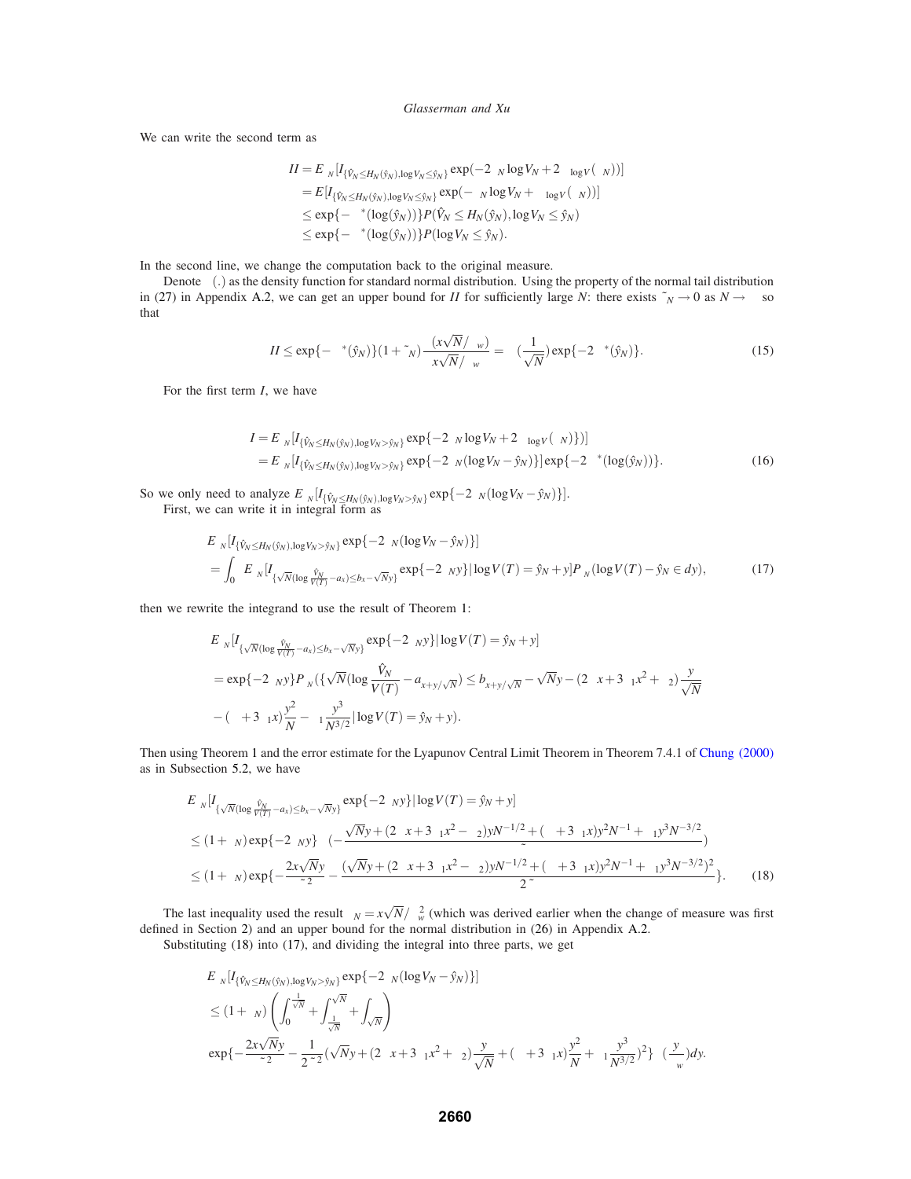We can write the second term as

$$
\begin{aligned}
II &= E_{\theta_N}[I_{\{\hat{V}_N \le H_N(\hat{y}_N), \log V_N \le \hat{y}_N\}} \exp(-2\theta_N \log V_N + 2\psi_{\log V}(\theta_N))] \\
&= E[I_{\{\hat{V}_N \le H_N(\hat{y}_N), \log V_N \le \hat{y}_N\}} \exp(-\theta_N \log V_N + \psi_{\log V}(\theta_N))] \\
&\le \exp\{-\psi^*(\log(\hat{y}_N))\} P(\hat{V}_N \le H_N(\hat{y}_N), \log V_N \le \hat{y}_N) \\
&\le \exp\{-\psi^*(\log(\hat{y}_N))\} P(\log V_N \le \hat{y}_N).
\end{aligned}
$$

In the second line, we change the computation back to the original measure.

Denote $\phi(.)$ as the density function for standard normal distribution. Using the property of the normal tail distribution in (27) in Appendix A.2, we can get an upper bound for $II$ for sufficiently large $N$: there exists $\tilde{\varepsilon}_N \to 0$ as $N \to \infty$ so that

$$
II \le \exp\{-\psi^*(\hat{y}_N)\}(1+\tilde{\varepsilon}_N)\frac{\phi(x\sqrt{N}/\sigma_w)}{x\sqrt{N}/\sigma_w} = o(\frac{1}{\sqrt{N}})\exp\{-2\psi^*(\hat{y}_N)\}. \tag{15}
$$

For the first term $I$, we have

$$
\begin{aligned}
I &= E_{\theta_N}[I_{\{\hat{V}_N \le H_N(\hat{y}_N), \log V_N > \hat{y}_N\}} \exp\{-2\theta_N \log V_N + 2\psi_{\log V}(\theta_N)\})] \\
&= E_{\theta_N}[I_{\{\hat{V}_N \le H_N(\hat{y}_N), \log V_N > \hat{y}_N\}} \exp\{-2\theta_N(\log V_N - \hat{y}_N)\}] \exp\{-2\psi^*(\log(\hat{y}_N))\}.
\end{aligned} \tag{16}
$$

So we only need to analyze $E_{\theta_N}[I_{\{\hat{V}_N \le H_N(\hat{y}_N), \log V_N > \hat{y}_N\}} \exp\{-2\theta_N(\log V_N - \hat{y}_N)\}]$.

First, we can write it in integral form as

$$
\begin{aligned}
&E_{\theta_N}[I_{\{\hat{V}_N \le H_N(\hat{y}_N), \log V_N > \hat{y}_N\}} \exp\{-2\theta_N(\log V_N - \hat{y}_N)\}] \\
&= \int_0^\infty E_{\theta_N}[I_{\{\sqrt{N}(\log \frac{\hat{V}_N}{V(T)} - a_x) \le b_x - \sqrt{N}y\}} \exp\{-2\theta_N y\} | \log V(T) = \hat{y}_N + y] P_{\theta_N}(\log V(T) - \hat{y}_N \in dy),
\end{aligned} \tag{17}
$$

then we rewrite the integrand to use the result of Theorem 1:

$$
\begin{aligned}
&E_{\theta_N}[I_{\{\sqrt{N}(\log \frac{\hat{V}_N}{V(T)} - a_x) \le b_x - \sqrt{N}y\}} \exp\{-2\theta_N y\} | \log V(T) = \hat{y}_N + y] \\
&= \exp\{-2\theta_N y\} P_{\theta_N}(\{\sqrt{N}(\log \frac{\hat{V}_N}{V(T)} - a_{x+y/\sqrt{N}}) \le b_{x+y/\sqrt{N}} - \sqrt{N}y - (2\alpha x + 3\beta_1 x^2 + \beta_2)\frac{y}{\sqrt{N}} \\
&\quad - (\alpha + 3\beta_1 x)\frac{y^2}{N} - \beta_1 \frac{y^3}{N^{3/2}} | \log V(T) = \hat{y}_N + y).
\end{aligned}
$$

Then using Theorem 1 and the error estimate for the Lyapunov Central Limit Theorem in Theorem 7.4.1 of Chung (2000) as in Subsection 5.2, we have

$$
\begin{aligned}
&E_{\theta_N}[I_{\{\sqrt{N}(\log \frac{\hat{V}_N}{V(T)} - a_x) \le b_x - \sqrt{N}y\}} \exp\{-2\theta_N y\} | \log V(T) = \hat{y}_N + y] \\
&\le (1+\varepsilon_N)\exp\{-2\theta_N y\}\Phi(-\frac{\sqrt{N}y + (2\alpha x + 3\beta_1 x^2 - \beta_2)yN^{-1/2} + (\alpha + 3\beta_1 x)y^2 N^{-1} + \beta_1 y^3 N^{-3/2}}{\tilde{\sigma}}) \\
&\le (1+\varepsilon_N)\exp\{-\frac{2x\sqrt{N}y}{\tilde{\sigma}^2} - \frac{(\sqrt{N}y + (2\alpha x + 3\beta_1 x^2 - \beta_2)yN^{-1/2} + (\alpha + 3\beta_1 x)y^2 N^{-1} + \beta_1 y^3 N^{-3/2})^2}{2\tilde{\sigma}}\}.
\end{aligned} \tag{18}
$$

The last inequality used the result $\theta_N = x\sqrt{N}/\sigma_w^2$ (which was derived earlier when the change of measure was first defined in Section 2) and an upper bound for the normal distribution in (26) in Appendix A.2.

Substituting (18) into (17), and dividing the integral into three parts, we get

$$
\begin{aligned}
&E_{\theta_N}[I_{\{\hat{V}_N \le H_N(\hat{y}_N), \log V_N > \hat{y}_N\}} \exp\{-2\theta_N(\log V_N - \hat{y}_N)\}] \\
&\le (1+\varepsilon_N)\left(\int_0^{\frac{1}{\sqrt{N}}} + \int_{\frac{1}{\sqrt{N}}}^{\sqrt{N}} + \int_{\sqrt{N}}^{\infty}\right) \\
&\exp\{-\frac{2x\sqrt{N}y}{\tilde{\sigma}^2} - \frac{1}{2\tilde{\sigma}^2}(\sqrt{N}y + (2\alpha x + 3\beta_1 x^2 + \beta_2)\frac{y}{\sqrt{N}} + (\alpha + 3\beta_1 x)\frac{y^2}{N} + \beta_1 \frac{y^3}{N^{3/2}})^2\}\phi(\frac{y}{\sigma_w})dy.
\end{aligned}
$$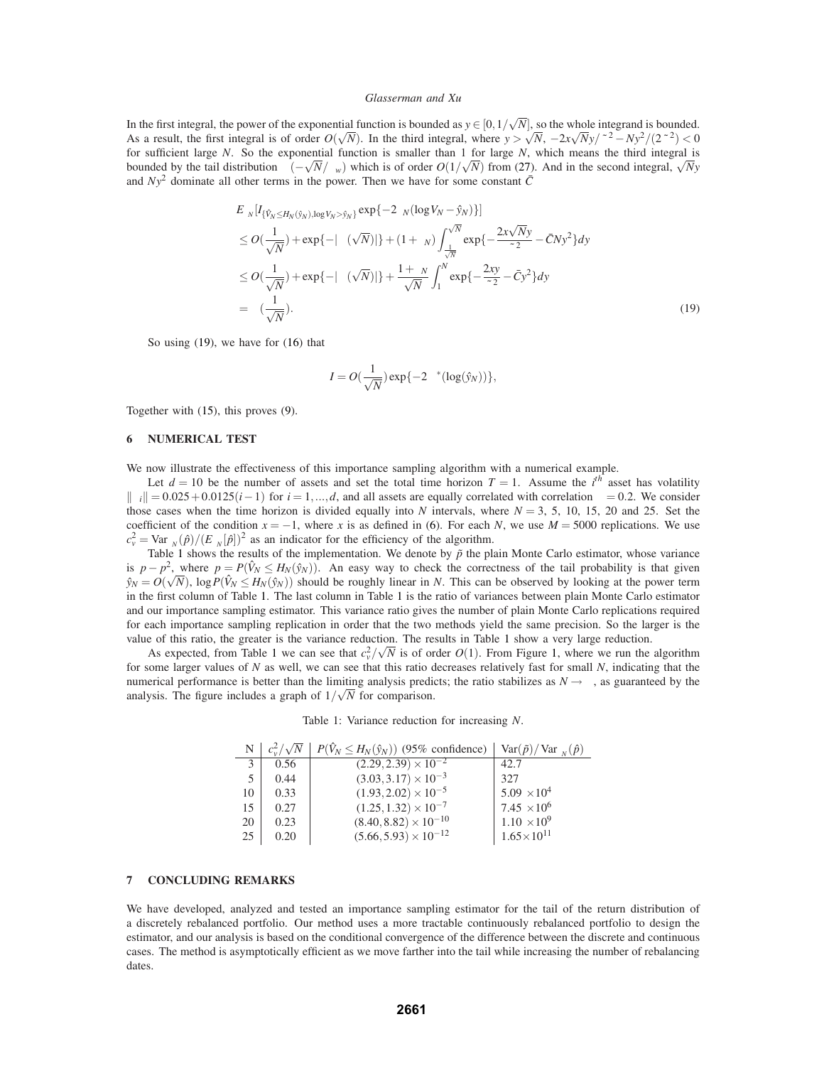In the first integral, the power of the exponential function is bounded as $y \in [0, 1/\sqrt{N}]$, so the whole integrand is bounded. As a result, the first integral is of order $O(\sqrt{N})$. In the third integral, where $y > \sqrt{N}$, $-2x\sqrt{N}y/\tilde{\sigma}^2 - Ny^2/(2\tilde{\sigma}^2) < 0$ for sufficient large $N$. So the exponential function is smaller than 1 for large $N$, which means the third integral is bounded by the tail distribution $\Phi(-\sqrt{N}/\sigma_w)$ which is of order $O(1/\sqrt{N})$ from (27). And in the second integral, $\sqrt{N}y$ and $Ny^2$ dominate all other terms in the power. Then we have for some constant $\bar{C}$

$$
\begin{aligned}
& E_{\theta_N}[I_{\{\hat{V}_N \le H_N(\hat{y}_N), \log V_N > \hat{y}_N\}} \exp\{-2\theta_N(\log V_N - \hat{y}_N)\}] \\
& \le O(\frac{1}{\sqrt{N}}) + \exp\{-|\Phi(\sqrt{N})|\} + (1+\varepsilon_N)\int_{\frac{1}{\sqrt{N}}}^{\sqrt{N}} \exp\{-\frac{2x\sqrt{N}y}{\tilde{\sigma}^2} - \bar{C}Ny^2\}dy \\
& \le O(\frac{1}{\sqrt{N}}) + \exp\{-|\Phi(\sqrt{N})|\} + \frac{1+\varepsilon_N}{\sqrt{N}}\int_1^N \exp\{-\frac{2xy}{\tilde{\sigma}^2} - \bar{C}y^2\}dy \\
& = \Theta(\frac{1}{\sqrt{N}}).
\end{aligned}
\tag{19}
$$

So using (19), we have for (16) that

$$
I = O(\frac{1}{\sqrt{N}})\exp\{-2\Lambda^*(\log(\hat{y}_N))\},
$$

Together with (15), this proves (9).

## 6 NUMERICAL TEST

We now illustrate the effectiveness of this importance sampling algorithm with a numerical example.

Let $d = 10$ be the number of assets and set the total time horizon $T = 1$. Assume the $i^{th}$ asset has volatility $\|\sigma_i\| = 0.025 + 0.0125(i-1)$ for $i = 1, ..., d$, and all assets are equally correlated with correlation $\rho = 0.2$. We consider those cases when the time horizon is divided equally into $N$ intervals, where $N = 3$, 5, 10, 15, 20 and 25. Set the coefficient of the condition $x = -1$, where $x$ is as defined in (6). For each $N$, we use $M = 5000$ replications. We use $c_v^2 = \text{Var}_{\theta_N}(\hat{p})/(E_{\theta_N}[\hat{p}])^2$ as an indicator for the efficiency of the algorithm.

Table 1 shows the results of the implementation. We denote by $\tilde{p}$ the plain Monte Carlo estimator, whose variance is $p - p^2$, where $p = P(\hat{V}_N \le H_N(\hat{y}_N))$. An easy way to check the correctness of the tail probability is that given $\hat{y}_N = O(\sqrt{N})$, $\log P(\hat{V}_N \le H_N(\hat{y}_N))$ should be roughly linear in $N$. This can be observed by looking at the power term in the first column of Table 1. The last column in Table 1 is the ratio of variances between plain Monte Carlo estimator and our importance sampling estimator. This variance ratio gives the number of plain Monte Carlo replications required for each importance sampling replication in order that the two methods yield the same precision. So the larger is the value of this ratio, the greater is the variance reduction. The results in Table 1 show a very large reduction.

As expected, from Table 1 we can see that $c_v^2/\sqrt{N}$ is of order $O(1)$. From Figure 1, where we run the algorithm for some larger values of $N$ as well, we can see that this ratio decreases relatively fast for small $N$, indicating that the numerical performance is better than the limiting analysis predicts; the ratio stabilizes as $N \to \infty$, as guaranteed by the analysis. The figure includes a graph of $1/\sqrt{N}$ for comparison.

Table 1: Variance reduction for increasing $N$.

| N | $c_v^2/\sqrt{N}$ | $P(\hat{V}_N \le H_N(\hat{y}_N))$ (95% confidence) | $\text{Var}(\tilde{p})/\text{Var}_{\theta_N}(\hat{p})$ |
|---|---|---|---|
| 3 | 0.56 | $(2.29, 2.39) \times 10^{-2}$ | 42.7 |
| 5 | 0.44 | $(3.03, 3.17) \times 10^{-3}$ | 327 |
| 10 | 0.33 | $(1.93, 2.02) \times 10^{-5}$ | $5.09 \times 10^4$ |
| 15 | 0.27 | $(1.25, 1.32) \times 10^{-7}$ | $7.45 \times 10^6$ |
| 20 | 0.23 | $(8.40, 8.82) \times 10^{-10}$ | $1.10 \times 10^9$ |
| 25 | 0.20 | $(5.66, 5.93) \times 10^{-12}$ | $1.65 \times 10^{11}$ |

## 7 CONCLUDING REMARKS

We have developed, analyzed and tested an importance sampling estimator for the tail of the return distribution of a discretely rebalanced portfolio. Our method uses a more tractable continuously rebalanced portfolio to design the estimator, and our analysis is based on the conditional convergence of the difference between the discrete and continuous cases. The method is asymptotically efficient as we move farther into the tail while increasing the number of rebalancing dates.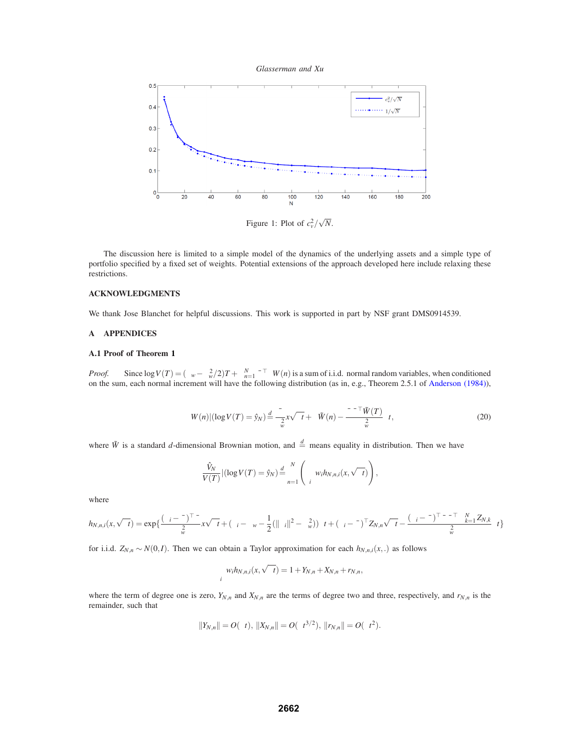Figure 1: Plot of $c_v^2/\sqrt{N}$.

The discussion here is limited to a simple model of the dynamics of the underlying assets and a simple type of portfolio specified by a fixed set of weights. Potential extensions of the approach developed here include relaxing these restrictions.

## ACKNOWLEDGMENTS

We thank Jose Blanchet for helpful discussions. This work is supported in part by NSF grant DMS0914539.

## A APPENDICES

### A.1 Proof of Theorem 1

*Proof.* Since $\log V(T) = (\mu_w - \sigma_w^2/2)T + \sum_{n=1}^{N} \bar{\sigma}^\top \Delta W(n)$ is a sum of i.i.d. normal random variables, when conditioned on the sum, each normal increment will have the following distribution (as in, e.g., Theorem 2.5.1 of Anderson (1984)),

$$\Delta W(n) | (\log V(T) = \hat{y}_N) \stackrel{d}{=} \frac{\bar{\sigma}}{\sigma_w^2} x\sqrt{\Delta t} + \Delta \tilde{W}(n) - \frac{\bar{\sigma}\bar{\sigma}^\top \tilde{W}(T)}{\sigma_w^2} \Delta t, \tag{20}$$

where $\tilde{W}$ is a standard $d$-dimensional Brownian motion, and $\stackrel{d}{=}$ means equality in distribution. Then we have

$$\frac{\hat{V}_N}{V(T)} | (\log V(T) = \hat{y}_N) \stackrel{d}{=} \prod_{n=1}^{N} \left( \sum_i w_i h_{N,n,i}(x, \sqrt{\Delta t}) \right),$$

where

$$h_{N,n,i}(x,\sqrt{\Delta t}) = \exp\{\frac{(\sigma_i - \bar{\sigma})^\top \bar{\sigma}}{\sigma_w^2} x\sqrt{\Delta t} + (\mu_i - \mu_w - \frac{1}{2}(\|\sigma_i\|^2 - \sigma_w^2))\Delta t + (\sigma_i - \bar{\sigma})^\top Z_{N,n}\sqrt{\Delta t} - \frac{(\sigma_i - \bar{\sigma})^\top \bar{\sigma}\bar{\sigma}^\top \sum_{k=1}^{N} Z_{N,k}}{\sigma_w^2} \Delta t\}$$

for i.i.d. $Z_{N,n} \sim N(0,I)$. Then we can obtain a Taylor approximation for each $h_{N,n,i}(x,.)$ as follows

$$\sum_i w_i h_{N,n,i}(x,\sqrt{\Delta t}) = 1 + Y_{N,n} + X_{N,n} + r_{N,n},$$

where the term of degree one is zero, $Y_{N,n}$ and $X_{N,n}$ are the terms of degree two and three, respectively, and $r_{N,n}$ is the remainder, such that

$$\|Y_{N,n}\| = O(\Delta t),\ \|X_{N,n}\| = O(\Delta t^{3/2}),\ \|r_{N,n}\| = O(\Delta t^2).$$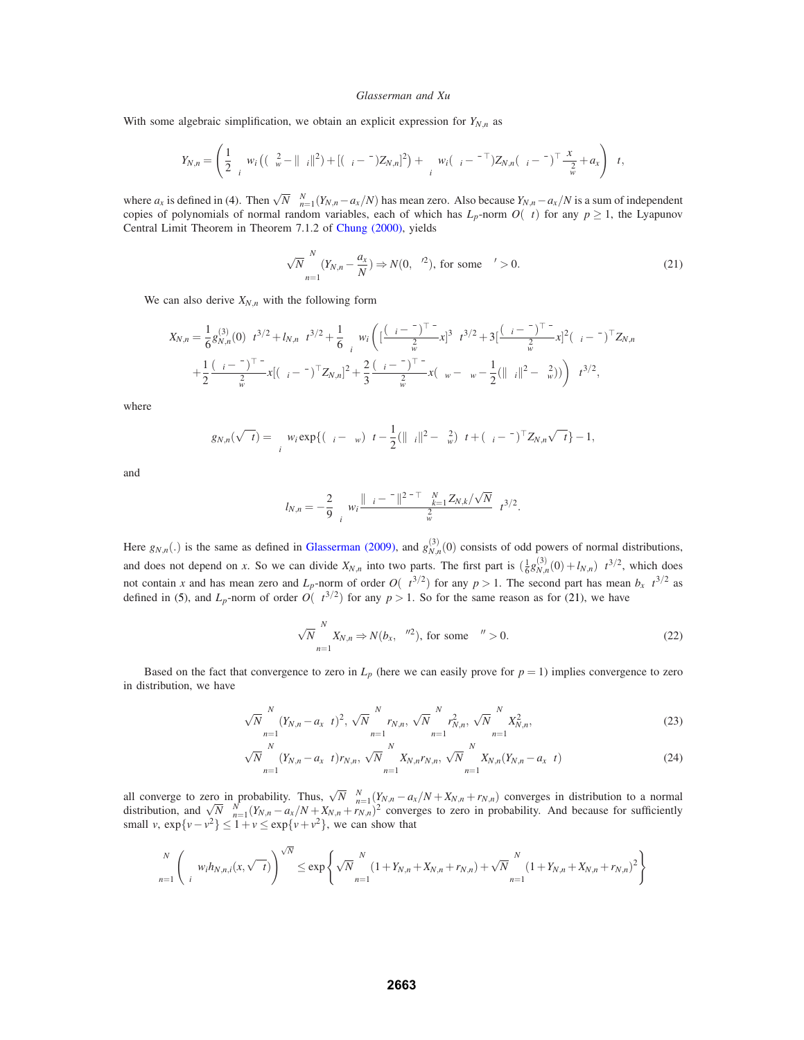With some algebraic simplification, we obtain an explicit expression for $Y_{N,n}$ as

$$Y_{N,n} = \left(\frac{1}{2}\sum_i w_i\left((\sigma_w^2 - \|\sigma_i\|^2) + [(\sigma_i - \bar{\sigma})Z_{N,n}]^2\right) + \sum_i w_i(\sigma_i - \bar{\sigma}^\top)Z_{N,n}(\sigma_i - \bar{\sigma})^\top \frac{\bar{\sigma} x}{\sigma_w^2} + a_x\right)\Delta t,$$

where $a_x$ is defined in (4). Then $\sqrt{N}\sum_{n=1}^{N}(Y_{N,n} - a_x/N)$ has mean zero. Also because $Y_{N,n} - a_x/N$ is a sum of independent copies of polynomials of normal random variables, each of which has $L_p$-norm $O(\Delta t)$ for any $p \geq 1$, the Lyapunov Central Limit Theorem in Theorem 7.1.2 of Chung (2000), yields

$$\sqrt{N}\sum_{n=1}^{N}(Y_{N,n} - \frac{a_x}{N}) \Rightarrow N(0, \sigma'^2), \text{ for some } \sigma' > 0. \tag{21}$$

We can also derive $X_{N,n}$ with the following form

$$X_{N,n} = \frac{1}{6}g_{N,n}^{(3)}(0)\Delta t^{3/2} + l_{N,n}\Delta t^{3/2} + \frac{1}{6}\sum_i w_i\left([\frac{(\sigma_i - \bar{\sigma})^\top \bar{\sigma}}{\sigma_w^2}x]^3\Delta t^{3/2} + 3[\frac{(\sigma_i - \bar{\sigma})^\top \bar{\sigma}}{\sigma_w^2}x]^2(\sigma_i - \bar{\sigma})^\top Z_{N,n}\right.$$

$$\left. + \frac{1}{2}\frac{(\sigma_i - \bar{\sigma})^\top \bar{\sigma}}{\sigma_w^2}x[(\sigma_i - \bar{\sigma})^\top Z_{N,n}]^2 + \frac{2}{3}\frac{(\sigma_i - \bar{\sigma})^\top \bar{\sigma}}{\sigma_w^2}x(\mu_i - \mu_w - \frac{1}{2}(\|\sigma_i\|^2 - \sigma_w^2))\right)\Delta t^{3/2},$$

where

$$g_{N,n}(\sqrt{\Delta t}) = \sum_i w_i \exp\{(\mu_i - \mu_w)\Delta t - \frac{1}{2}(\|\sigma_i\|^2 - \sigma_w^2)\Delta t + (\sigma_i - \bar{\sigma})^\top Z_{N,n}\sqrt{\Delta t}\} - 1,$$

and

$$l_{N,n} = -\frac{2}{9}\sum_i w_i \frac{\|\sigma_i - \bar{\sigma}\|^2 - \bar{\sigma}^\top \sum_{k=1}^{N} Z_{N,k}/\sqrt{N}}{\sigma_w^2}\Delta t^{3/2}.$$

Here $g_{N,n}(.)$ is the same as defined in Glasserman (2009), and $g_{N,n}^{(3)}(0)$ consists of odd powers of normal distributions, and does not depend on $x$. So we can divide $X_{N,n}$ into two parts. The first part is $(\frac{1}{6}g_{N,n}^{(3)}(0) + l_{N,n})\Delta t^{3/2}$, which does not contain $x$ and has mean zero and $L_p$-norm of order $O(\Delta t^{3/2})$ for any $p > 1$. The second part has mean $b_x\Delta t^{3/2}$ as defined in (5), and $L_p$-norm of order $O(\Delta t^{3/2})$ for any $p > 1$. So for the same reason as for (21), we have

$$\sqrt{N}\sum_{n=1}^{N}X_{N,n} \Rightarrow N(b_x, \sigma''^2), \text{ for some } \sigma'' > 0. \tag{22}$$

Based on the fact that convergence to zero in $L_p$ (here we can easily prove for $p = 1$) implies convergence to zero in distribution, we have

$$\sqrt{N}\sum_{n=1}^{N}(Y_{N,n} - a_x\Delta t)^2,\ \sqrt{N}\sum_{n=1}^{N}r_{N,n},\ \sqrt{N}\sum_{n=1}^{N}r_{N,n}^2,\ \sqrt{N}\sum_{n=1}^{N}X_{N,n}^2, \tag{23}$$

$$\sqrt{N}\sum_{n=1}^{N}(Y_{N,n} - a_x\Delta t)r_{N,n},\ \sqrt{N}\sum_{n=1}^{N}X_{N,n}r_{N,n},\ \sqrt{N}\sum_{n=1}^{N}X_{N,n}(Y_{N,n} - a_x\Delta t) \tag{24}$$

all converge to zero in probability. Thus, $\sqrt{N}\sum_{n=1}^{N}(Y_{N,n} - a_x/N + X_{N,n} + r_{N,n})$ converges in distribution to a normal distribution, and $\sqrt{N}\sum_{n=1}^{N}(Y_{N,n} - a_x/N + X_{N,n} + r_{N,n})^2$ converges to zero in probability. And because for sufficiently small $v$, $\exp\{v - v^2\} \leq 1 + v \leq \exp\{v + v^2\}$, we can show that

$$\prod_{n=1}^{N}\left(\sum_i w_i h_{N,n,i}(x, \sqrt{\Delta t})\right)^{\sqrt{N}} \leq \exp\left\{\sqrt{N}\sum_{n=1}^{N}(1 + Y_{N,n} + X_{N,n} + r_{N,n}) + \sqrt{N}\sum_{n=1}^{N}(1 + Y_{N,n} + X_{N,n} + r_{N,n})^2\right\}$$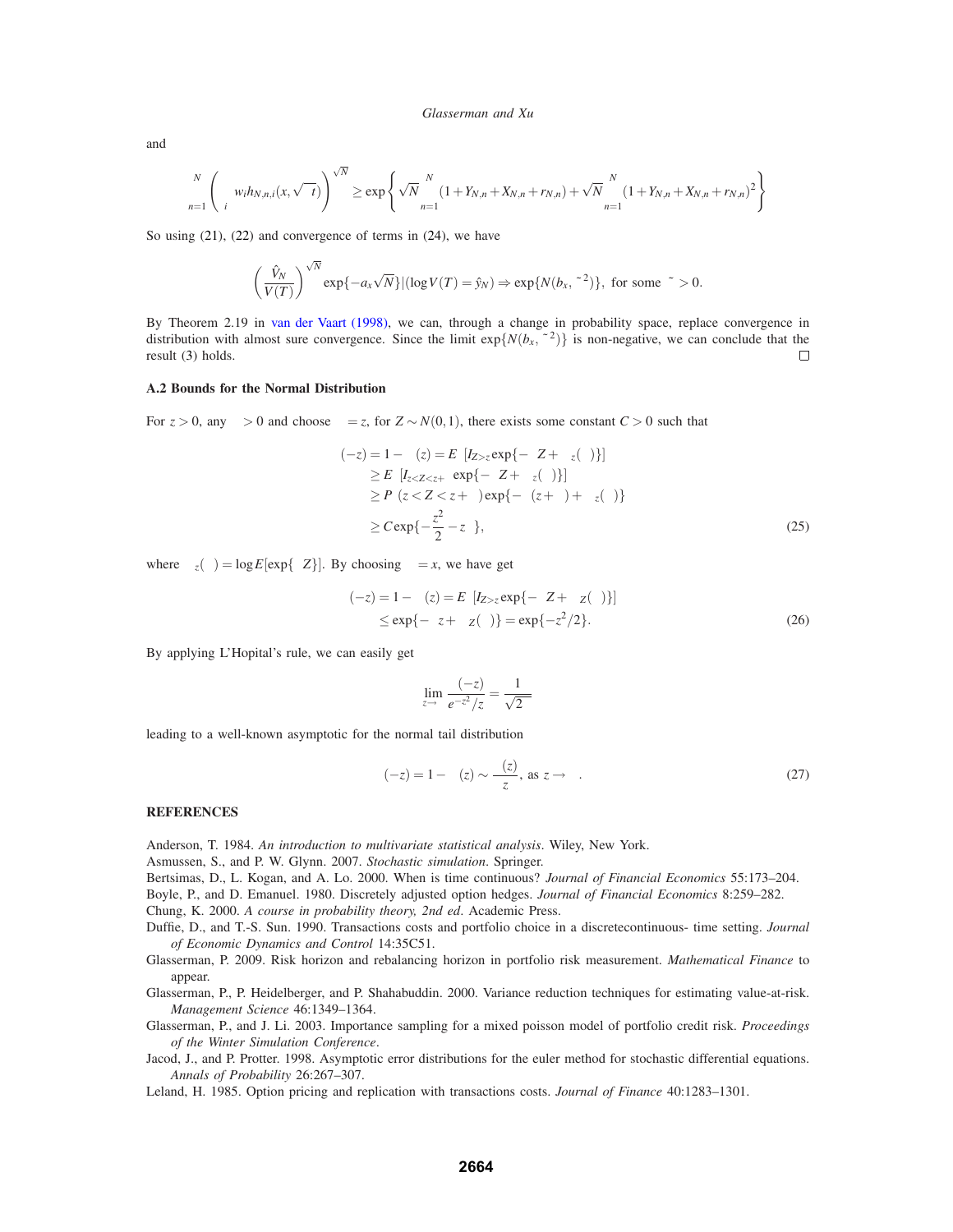and

$$\prod_{n=1}^{N}\left(\sum_i w_i h_{N,n,i}(x,\sqrt{\Delta t})\right)^{\sqrt{N}} \geq \exp\left\{\sqrt{N}\sum_{n=1}^{N}(1+Y_{N,n}+X_{N,n}+r_{N,n})+\sqrt{N}\sum_{n=1}^{N}(1+Y_{N,n}+X_{N,n}+r_{N,n})^2\right\}$$

So using (21), (22) and convergence of terms in (24), we have

$$\left(\frac{\hat{V}_N}{V(T)}\right)^{\sqrt{N}} \exp\{-a_x\sqrt{N}\}|(\log V(T)=\hat{y}_N) \Rightarrow \exp\{N(b_x,\tilde{\sigma}^2)\}, \text{ for some } \tilde{\sigma}>0.$$

By Theorem 2.19 in van der Vaart (1998), we can, through a change in probability space, replace convergence in distribution with almost sure convergence. Since the limit $\exp\{N(b_x,\tilde{\sigma}^2)\}$ is non-negative, we can conclude that the result (3) holds. □

### A.2 Bounds for the Normal Distribution

For $z>0$, any $\varepsilon>0$ and choose $\theta=z$, for $Z\sim N(0,1)$, there exists some constant $C>0$ such that

$$\begin{aligned}
\Phi(-z)=1-\Phi(z) &= E_\theta[I_{Z>z}\exp\{-\theta Z+\psi_z(\theta)\}] \\
&\geq E_\theta[I_{z<Z<z+\varepsilon}\exp\{-\theta Z+\psi_z(\theta)\}] \\
&\geq P_\theta(z<Z<z+\varepsilon)\exp\{-\theta(z+\varepsilon)+\psi_z(\theta)\} \\
&\geq C\exp\{-\frac{z^2}{2}-z\varepsilon\},
\end{aligned} \tag{25}$$

where $\psi_z(\theta)=\log E[\exp\{\theta Z\}]$. By choosing $\theta=x$, we have get

$$\begin{aligned}
\Phi(-z)=1-\Phi(z) &= E_\theta[I_{Z>z}\exp\{-\theta Z+\psi_z(\theta)\}] \\
&\leq \exp\{-\theta z+\psi_Z(\theta)\}=\exp\{-z^2/2\}.
\end{aligned} \tag{26}$$

By applying L'Hopital's rule, we can easily get

$$\lim_{z\to\infty}\frac{\Phi(-z)}{e^{-z^2}/z}=\frac{1}{\sqrt{2\pi}}$$

leading to a well-known asymptotic for the normal tail distribution

$$\Phi(-z)=1-\Phi(z)\sim\frac{\phi(z)}{z}, \text{ as } z\to\infty. \tag{27}$$

## REFERENCES

Anderson, T. 1984. *An introduction to multivariate statistical analysis*. Wiley, New York.

Asmussen, S., and P. W. Glynn. 2007. *Stochastic simulation*. Springer.

Bertsimas, D., L. Kogan, and A. Lo. 2000. When is time continuous? *Journal of Financial Economics* 55:173–204.

Boyle, P., and D. Emanuel. 1980. Discretely adjusted option hedges. *Journal of Financial Economics* 8:259–282.

Chung, K. 2000. *A course in probability theory, 2nd ed*. Academic Press.

Duffie, D., and T.-S. Sun. 1990. Transactions costs and portfolio choice in a discretecontinuous- time setting. *Journal of Economic Dynamics and Control* 14:35C51.

Glasserman, P. 2009. Risk horizon and rebalancing horizon in portfolio risk measurement. *Mathematical Finance* to appear.

Glasserman, P., P. Heidelberger, and P. Shahabuddin. 2000. Variance reduction techniques for estimating value-at-risk. *Management Science* 46:1349–1364.

Glasserman, P., and J. Li. 2003. Importance sampling for a mixed poisson model of portfolio credit risk. *Proceedings of the Winter Simulation Conference*.

Jacod, J., and P. Protter. 1998. Asymptotic error distributions for the euler method for stochastic differential equations. *Annals of Probability* 26:267–307.

Leland, H. 1985. Option pricing and replication with transactions costs. *Journal of Finance* 40:1283–1301.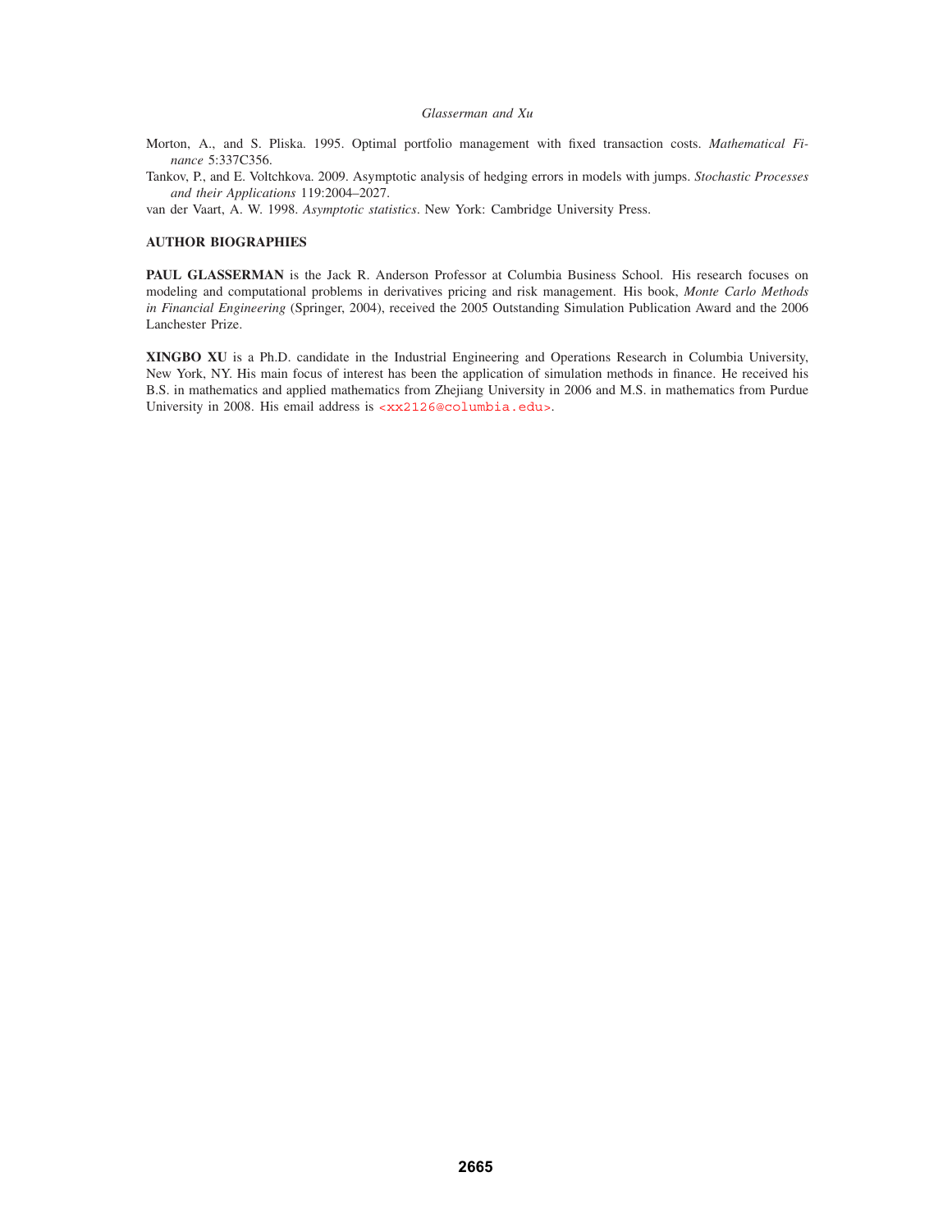Morton, A., and S. Pliska. 1995. Optimal portfolio management with fixed transaction costs. *Mathematical Finance* 5:337C356.

Tankov, P., and E. Voltchkova. 2009. Asymptotic analysis of hedging errors in models with jumps. *Stochastic Processes and their Applications* 119:2004–2027.

van der Vaart, A. W. 1998. *Asymptotic statistics*. New York: Cambridge University Press.

## AUTHOR BIOGRAPHIES

**PAUL GLASSERMAN** is the Jack R. Anderson Professor at Columbia Business School. His research focuses on modeling and computational problems in derivatives pricing and risk management. His book, *Monte Carlo Methods in Financial Engineering* (Springer, 2004), received the 2005 Outstanding Simulation Publication Award and the 2006 Lanchester Prize.

**XINGBO XU** is a Ph.D. candidate in the Industrial Engineering and Operations Research in Columbia University, New York, NY. His main focus of interest has been the application of simulation methods in finance. He received his B.S. in mathematics and applied mathematics from Zhejiang University in 2006 and M.S. in mathematics from Purdue University in 2008. His email address is <xx2126@columbia.edu>.